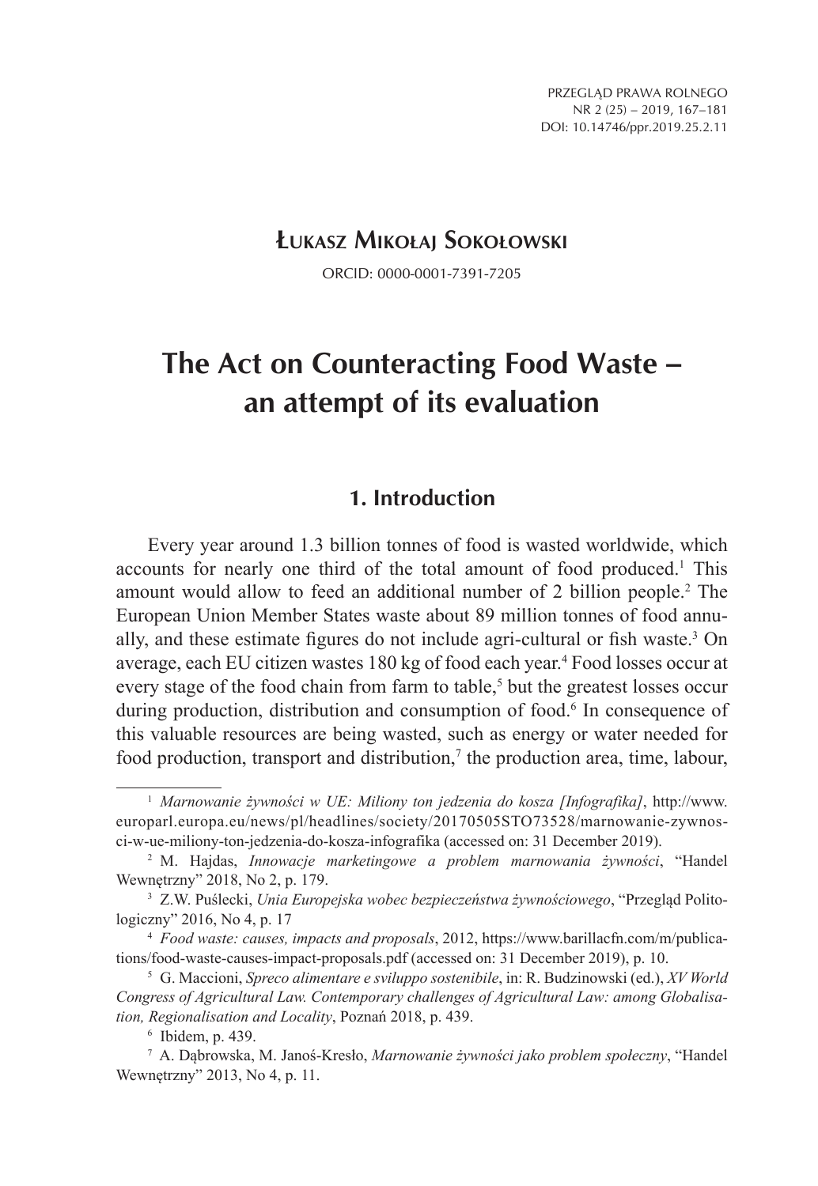**Łukasz Mikołaj Sokołowski**

ORCID: 0000-0001-7391-7205

# The Act on Counteracting Food Waste – an attempt of its evaluation

## 1. Introduction

Every year around 1.3 billion tonnes of food is wasted worldwide, which accounts for nearly one third of the total amount of food produced.[1] This amount would allow to feed an additional number of 2 billion people.[2] The European Union Member States waste about 89 million tonnes of food annually, and these estimate figures do not include agri-cultural or fish waste.[3] On average, each EU citizen wastes 180 kg of food each year.[4] Food losses occur at every stage of the food chain from farm to table,[5] but the greatest losses occur during production, distribution and consumption of food.[6] In consequence of this valuable resources are being wasted, such as energy or water needed for food production, transport and distribution,[7] the production area, time, labour,

---

[1] *Marnowanie żywności w UE: Miliony ton jedzenia do kosza [Infografika]*, http://www.europarl.europa.eu/news/pl/headlines/society/20170505STO73528/marnowanie-zywnosci-w-ue-miliony-ton-jedzenia-do-kosza-infografika (accessed on: 31 December 2019).

[2] M. Hajdas, *Innowacje marketingowe a problem marnowania żywności*, "Handel Wewnętrzny" 2018, No 2, p. 179.

[3] Z.W. Puślecki, *Unia Europejska wobec bezpieczeństwa żywnościowego*, "Przegląd Politologiczny" 2016, No 4, p. 17

[4] *Food waste: causes, impacts and proposals*, 2012, https://www.barillacfn.com/m/publications/food-waste-causes-impact-proposals.pdf (accessed on: 31 December 2019), p. 10.

[5] G. Maccioni, *Spreco alimentare e sviluppo sostenibile*, in: R. Budzinowski (ed.), *XV World Congress of Agricultural Law. Contemporary challenges of Agricultural Law: among Globalisation, Regionalisation and Locality*, Poznań 2018, p. 439.

[6] Ibidem, p. 439.

[7] A. Dąbrowska, M. Janoś-Kresło, *Marnowanie żywności jako problem społeczny*, "Handel Wewnętrzny" 2013, No 4, p. 11.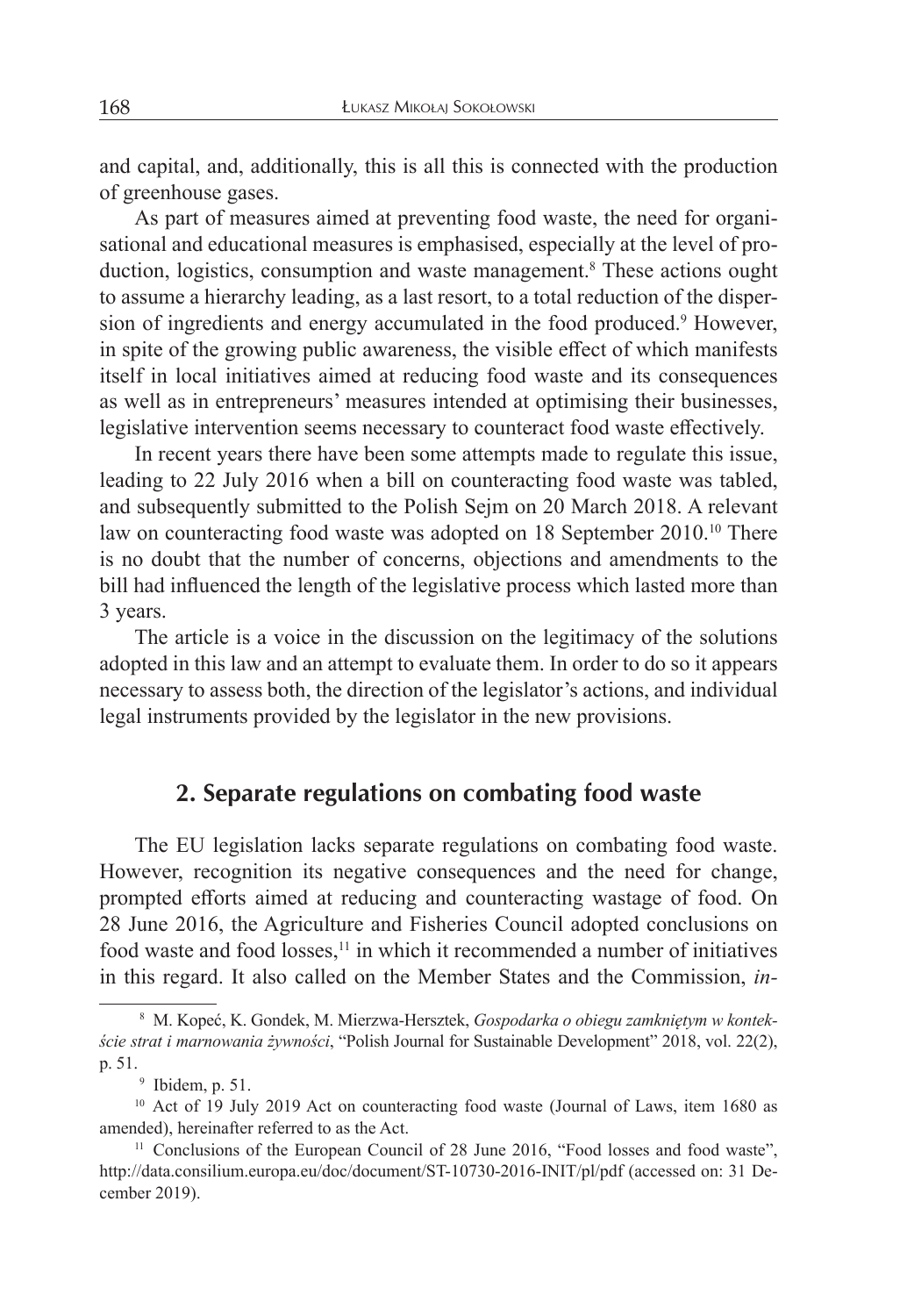and capital, and, additionally, this is all this is connected with the production of greenhouse gases.

As part of measures aimed at preventing food waste, the need for organisational and educational measures is emphasised, especially at the level of production, logistics, consumption and waste management.[8] These actions ought to assume a hierarchy leading, as a last resort, to a total reduction of the dispersion of ingredients and energy accumulated in the food produced.[9] However, in spite of the growing public awareness, the visible effect of which manifests itself in local initiatives aimed at reducing food waste and its consequences as well as in entrepreneurs' measures intended at optimising their businesses, legislative intervention seems necessary to counteract food waste effectively.

In recent years there have been some attempts made to regulate this issue, leading to 22 July 2016 when a bill on counteracting food waste was tabled, and subsequently submitted to the Polish Sejm on 20 March 2018. A relevant law on counteracting food waste was adopted on 18 September 2010.[10] There is no doubt that the number of concerns, objections and amendments to the bill had influenced the length of the legislative process which lasted more than 3 years.

The article is a voice in the discussion on the legitimacy of the solutions adopted in this law and an attempt to evaluate them. In order to do so it appears necessary to assess both, the direction of the legislator's actions, and individual legal instruments provided by the legislator in the new provisions.

## 2. Separate regulations on combating food waste

The EU legislation lacks separate regulations on combating food waste. However, recognition its negative consequences and the need for change, prompted efforts aimed at reducing and counteracting wastage of food. On 28 June 2016, the Agriculture and Fisheries Council adopted conclusions on food waste and food losses,[11] in which it recommended a number of initiatives in this regard. It also called on the Member States and the Commission, *in-*

---

[8] M. Kopeć, K. Gondek, M. Mierzwa-Hersztek, *Gospodarka o obiegu zamkniętym w kontekście strat i marnowania żywności*, "Polish Journal for Sustainable Development" 2018, vol. 22(2), p. 51.

[9] Ibidem, p. 51.

[10] Act of 19 July 2019 Act on counteracting food waste (Journal of Laws, item 1680 as amended), hereinafter referred to as the Act.

[11] Conclusions of the European Council of 28 June 2016, "Food losses and food waste", http://data.consilium.europa.eu/doc/document/ST-10730-2016-INIT/pl/pdf (accessed on: 31 December 2019).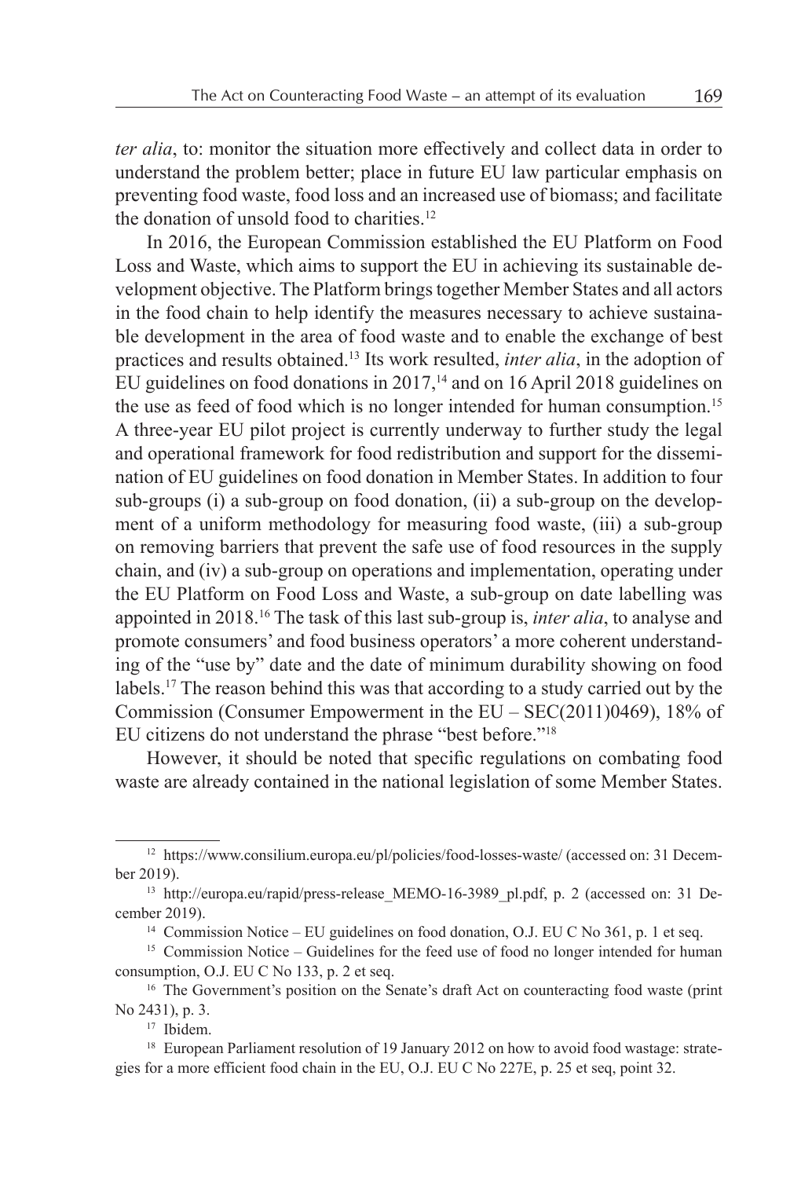*ter alia*, to: monitor the situation more effectively and collect data in order to understand the problem better; place in future EU law particular emphasis on preventing food waste, food loss and an increased use of biomass; and facilitate the donation of unsold food to charities.[12]

In 2016, the European Commission established the EU Platform on Food Loss and Waste, which aims to support the EU in achieving its sustainable development objective. The Platform brings together Member States and all actors in the food chain to help identify the measures necessary to achieve sustainable development in the area of food waste and to enable the exchange of best practices and results obtained.[13] Its work resulted, *inter alia*, in the adoption of EU guidelines on food donations in 2017,[14] and on 16 April 2018 guidelines on the use as feed of food which is no longer intended for human consumption.[15] A three-year EU pilot project is currently underway to further study the legal and operational framework for food redistribution and support for the dissemination of EU guidelines on food donation in Member States. In addition to four sub-groups (i) a sub-group on food donation, (ii) a sub-group on the development of a uniform methodology for measuring food waste, (iii) a sub-group on removing barriers that prevent the safe use of food resources in the supply chain, and (iv) a sub-group on operations and implementation, operating under the EU Platform on Food Loss and Waste, a sub-group on date labelling was appointed in 2018.[16] The task of this last sub-group is, *inter alia*, to analyse and promote consumers' and food business operators' a more coherent understanding of the "use by" date and the date of minimum durability showing on food labels.[17] The reason behind this was that according to a study carried out by the Commission (Consumer Empowerment in the EU – SEC(2011)0469), 18% of EU citizens do not understand the phrase "best before."[18]

However, it should be noted that specific regulations on combating food waste are already contained in the national legislation of some Member States.

---

[12] https://www.consilium.europa.eu/pl/policies/food-losses-waste/ (accessed on: 31 December 2019).

[13] http://europa.eu/rapid/press-release_MEMO-16-3989_pl.pdf, p. 2 (accessed on: 31 December 2019).

[14] Commission Notice – EU guidelines on food donation, O.J. EU C No 361, p. 1 et seq.

[15] Commission Notice – Guidelines for the feed use of food no longer intended for human consumption, O.J. EU C No 133, p. 2 et seq.

[16] The Government's position on the Senate's draft Act on counteracting food waste (print No 2431), p. 3.

[17] Ibidem.

[18] European Parliament resolution of 19 January 2012 on how to avoid food wastage: strategies for a more efficient food chain in the EU, O.J. EU C No 227E, p. 25 et seq, point 32.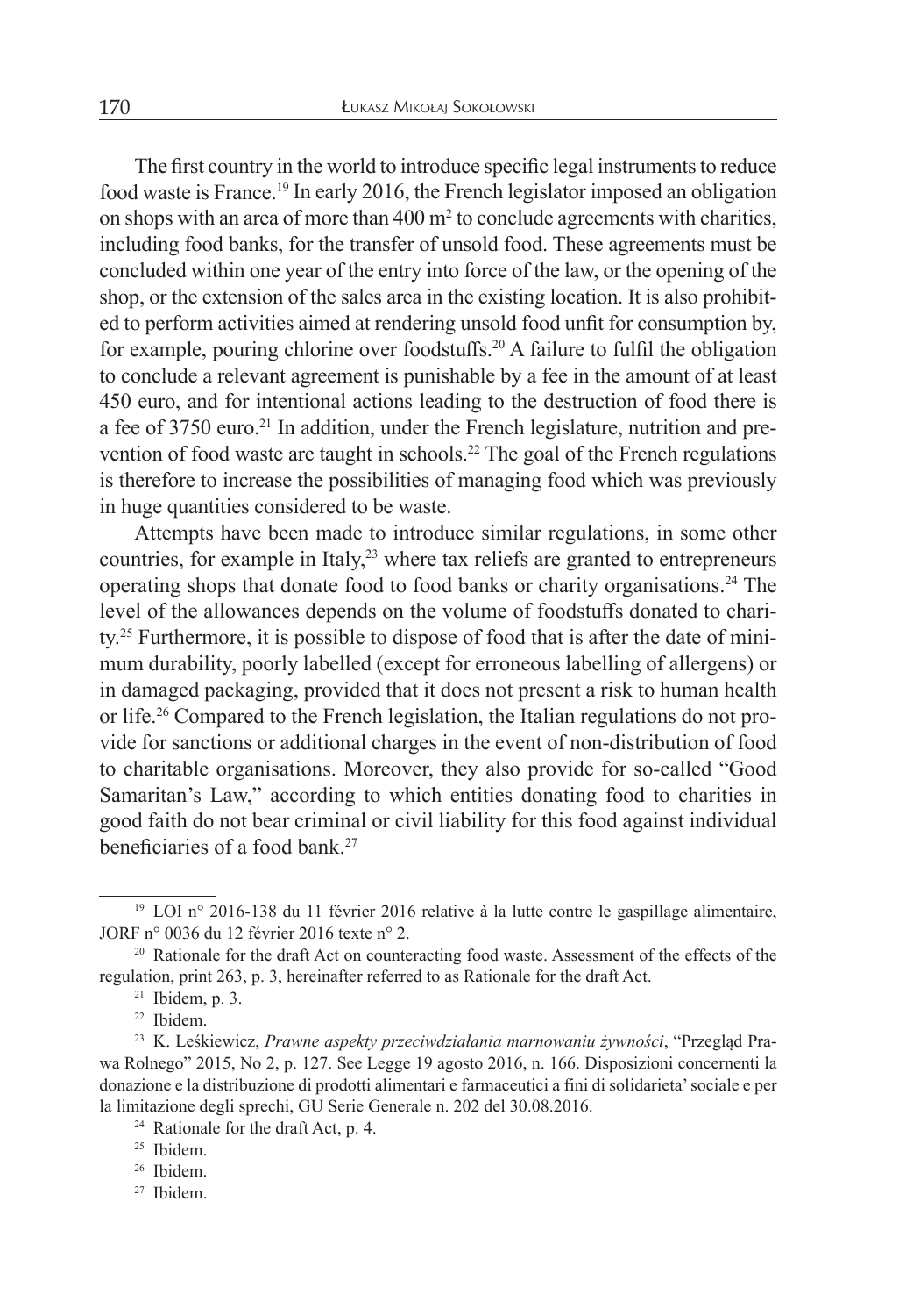The first country in the world to introduce specific legal instruments to reduce food waste is France.[19] In early 2016, the French legislator imposed an obligation on shops with an area of more than 400 $m^2$ to conclude agreements with charities, including food banks, for the transfer of unsold food. These agreements must be concluded within one year of the entry into force of the law, or the opening of the shop, or the extension of the sales area in the existing location. It is also prohibited to perform activities aimed at rendering unsold food unfit for consumption by, for example, pouring chlorine over foodstuffs.[20] A failure to fulfil the obligation to conclude a relevant agreement is punishable by a fee in the amount of at least 450 euro, and for intentional actions leading to the destruction of food there is a fee of 3750 euro.[21] In addition, under the French legislature, nutrition and prevention of food waste are taught in schools.[22] The goal of the French regulations is therefore to increase the possibilities of managing food which was previously in huge quantities considered to be waste.

Attempts have been made to introduce similar regulations, in some other countries, for example in Italy,[23] where tax reliefs are granted to entrepreneurs operating shops that donate food to food banks or charity organisations.[24] The level of the allowances depends on the volume of foodstuffs donated to charity.[25] Furthermore, it is possible to dispose of food that is after the date of minimum durability, poorly labelled (except for erroneous labelling of allergens) or in damaged packaging, provided that it does not present a risk to human health or life.[26] Compared to the French legislation, the Italian regulations do not provide for sanctions or additional charges in the event of non-distribution of food to charitable organisations. Moreover, they also provide for so-called "Good Samaritan's Law," according to which entities donating food to charities in good faith do not bear criminal or civil liability for this food against individual beneficiaries of a food bank.[27]

---

[19] LOI n° 2016-138 du 11 février 2016 relative à la lutte contre le gaspillage alimentaire, JORF n° 0036 du 12 février 2016 texte n° 2.

[20] Rationale for the draft Act on counteracting food waste. Assessment of the effects of the regulation, print 263, p. 3, hereinafter referred to as Rationale for the draft Act.

[21] Ibidem, p. 3.

[22] Ibidem.

[23] K. Leśkiewicz, *Prawne aspekty przeciwdziałania marnowaniu żywności*, "Przegląd Prawa Rolnego" 2015, No 2, p. 127. See Legge 19 agosto 2016, n. 166. Disposizioni concernenti la donazione e la distribuzione di prodotti alimentari e farmaceutici a fini di solidarieta' sociale e per la limitazione degli sprechi, GU Serie Generale n. 202 del 30.08.2016.

[24] Rationale for the draft Act, p. 4.

[25] Ibidem.

[26] Ibidem.

[27] Ibidem.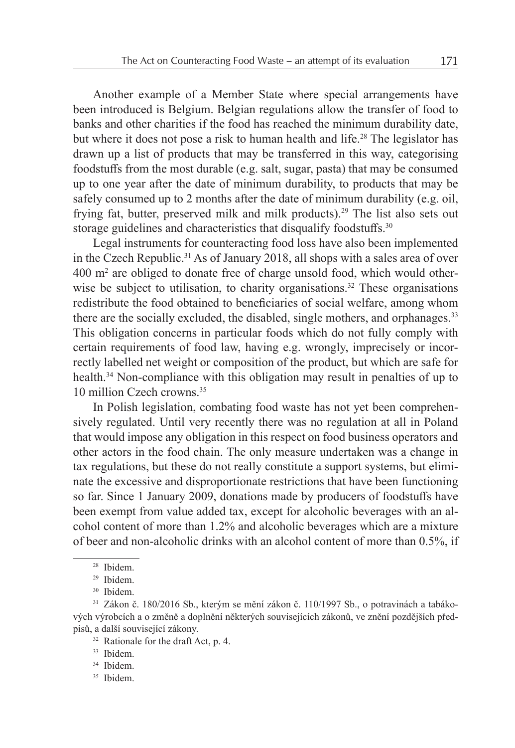Another example of a Member State where special arrangements have been introduced is Belgium. Belgian regulations allow the transfer of food to banks and other charities if the food has reached the minimum durability date, but where it does not pose a risk to human health and life.[28] The legislator has drawn up a list of products that may be transferred in this way, categorising foodstuffs from the most durable (e.g. salt, sugar, pasta) that may be consumed up to one year after the date of minimum durability, to products that may be safely consumed up to 2 months after the date of minimum durability (e.g. oil, frying fat, butter, preserved milk and milk products).[29] The list also sets out storage guidelines and characteristics that disqualify foodstuffs.[30]

Legal instruments for counteracting food loss have also been implemented in the Czech Republic.[31] As of January 2018, all shops with a sales area of over 400 m$^2$ are obliged to donate free of charge unsold food, which would otherwise be subject to utilisation, to charity organisations.[32] These organisations redistribute the food obtained to beneficiaries of social welfare, among whom there are the socially excluded, the disabled, single mothers, and orphanages.[33] This obligation concerns in particular foods which do not fully comply with certain requirements of food law, having e.g. wrongly, imprecisely or incorrectly labelled net weight or composition of the product, but which are safe for health.[34] Non-compliance with this obligation may result in penalties of up to 10 million Czech crowns.[35]

In Polish legislation, combating food waste has not yet been comprehensively regulated. Until very recently there was no regulation at all in Poland that would impose any obligation in this respect on food business operators and other actors in the food chain. The only measure undertaken was a change in tax regulations, but these do not really constitute a support systems, but eliminate the excessive and disproportionate restrictions that have been functioning so far. Since 1 January 2009, donations made by producers of foodstuffs have been exempt from value added tax, except for alcoholic beverages with an alcohol content of more than 1.2% and alcoholic beverages which are a mixture of beer and non-alcoholic drinks with an alcohol content of more than 0.5%, if

---

[28] Ibidem.

[29] Ibidem.

[30] Ibidem.

[31] Zákon č. 180/2016 Sb., kterým se mění zákon č. 110/1997 Sb., o potravinách a tabákových výrobcích a o změně a doplnění některých souvisejících zákonů, ve znění pozdějších předpisů, a další související zákony.

[32] Rationale for the draft Act, p. 4.

[33] Ibidem.

[34] Ibidem.

[35] Ibidem.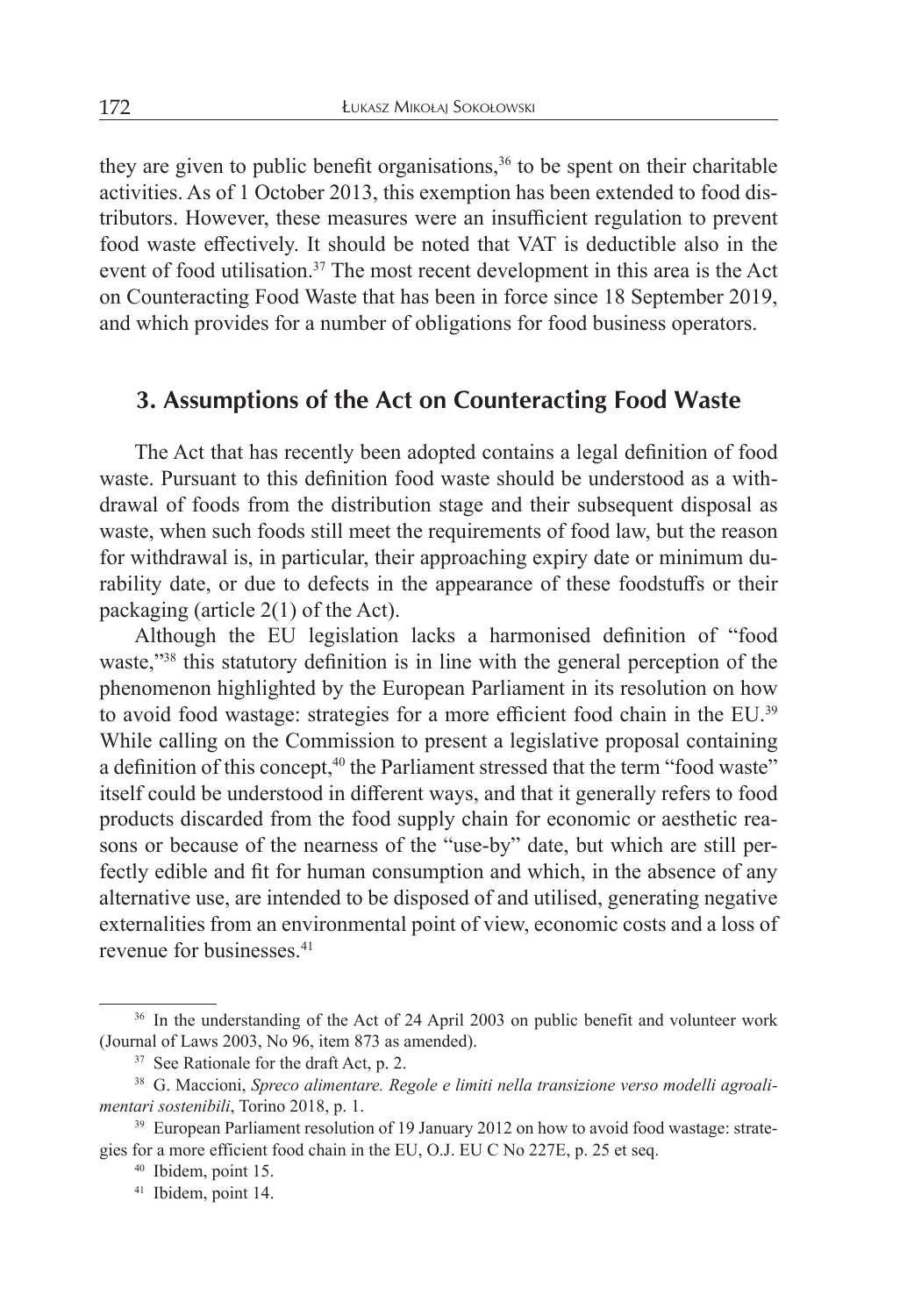they are given to public benefit organisations,[36] to be spent on their charitable activities. As of 1 October 2013, this exemption has been extended to food distributors. However, these measures were an insufficient regulation to prevent food waste effectively. It should be noted that VAT is deductible also in the event of food utilisation.[37] The most recent development in this area is the Act on Counteracting Food Waste that has been in force since 18 September 2019, and which provides for a number of obligations for food business operators.

## 3. Assumptions of the Act on Counteracting Food Waste

The Act that has recently been adopted contains a legal definition of food waste. Pursuant to this definition food waste should be understood as a withdrawal of foods from the distribution stage and their subsequent disposal as waste, when such foods still meet the requirements of food law, but the reason for withdrawal is, in particular, their approaching expiry date or minimum durability date, or due to defects in the appearance of these foodstuffs or their packaging (article 2(1) of the Act).

Although the EU legislation lacks a harmonised definition of "food waste,"[38] this statutory definition is in line with the general perception of the phenomenon highlighted by the European Parliament in its resolution on how to avoid food wastage: strategies for a more efficient food chain in the EU.[39] While calling on the Commission to present a legislative proposal containing a definition of this concept,[40] the Parliament stressed that the term "food waste" itself could be understood in different ways, and that it generally refers to food products discarded from the food supply chain for economic or aesthetic reasons or because of the nearness of the "use-by" date, but which are still perfectly edible and fit for human consumption and which, in the absence of any alternative use, are intended to be disposed of and utilised, generating negative externalities from an environmental point of view, economic costs and a loss of revenue for businesses.[41]

---

[36] In the understanding of the Act of 24 April 2003 on public benefit and volunteer work (Journal of Laws 2003, No 96, item 873 as amended).

[37] See Rationale for the draft Act, p. 2.

[38] G. Maccioni, *Spreco alimentare. Regole e limiti nella transizione verso modelli agroalimentari sostenibili*, Torino 2018, p. 1.

[39] European Parliament resolution of 19 January 2012 on how to avoid food wastage: strategies for a more efficient food chain in the EU, O.J. EU C No 227E, p. 25 et seq.

[40] Ibidem, point 15.

[41] Ibidem, point 14.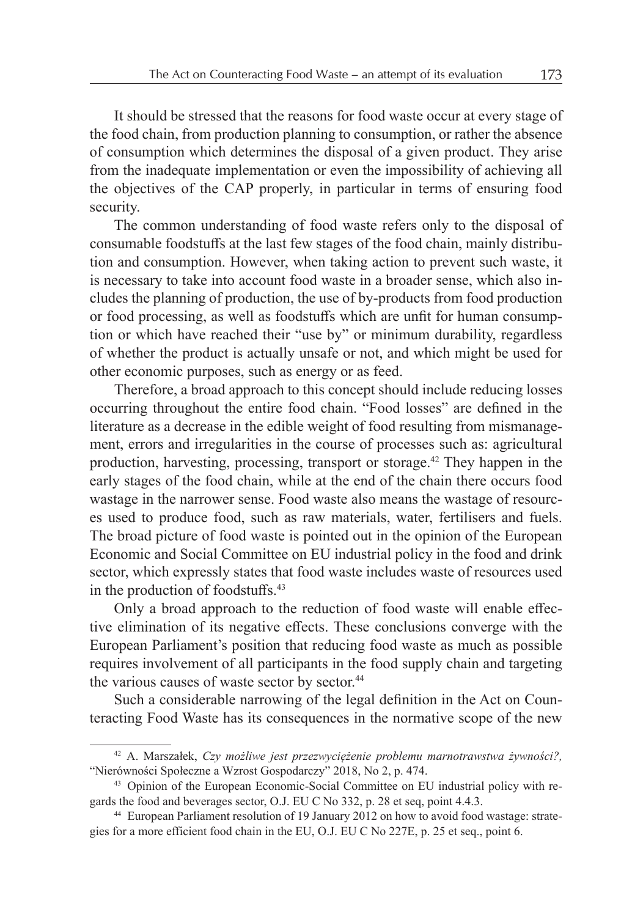It should be stressed that the reasons for food waste occur at every stage of the food chain, from production planning to consumption, or rather the absence of consumption which determines the disposal of a given product. They arise from the inadequate implementation or even the impossibility of achieving all the objectives of the CAP properly, in particular in terms of ensuring food security.

The common understanding of food waste refers only to the disposal of consumable foodstuffs at the last few stages of the food chain, mainly distribution and consumption. However, when taking action to prevent such waste, it is necessary to take into account food waste in a broader sense, which also includes the planning of production, the use of by-products from food production or food processing, as well as foodstuffs which are unfit for human consumption or which have reached their "use by" or minimum durability, regardless of whether the product is actually unsafe or not, and which might be used for other economic purposes, such as energy or as feed.

Therefore, a broad approach to this concept should include reducing losses occurring throughout the entire food chain. "Food losses" are defined in the literature as a decrease in the edible weight of food resulting from mismanagement, errors and irregularities in the course of processes such as: agricultural production, harvesting, processing, transport or storage.[42] They happen in the early stages of the food chain, while at the end of the chain there occurs food wastage in the narrower sense. Food waste also means the wastage of resources used to produce food, such as raw materials, water, fertilisers and fuels. The broad picture of food waste is pointed out in the opinion of the European Economic and Social Committee on EU industrial policy in the food and drink sector, which expressly states that food waste includes waste of resources used in the production of foodstuffs.[43]

Only a broad approach to the reduction of food waste will enable effective elimination of its negative effects. These conclusions converge with the European Parliament's position that reducing food waste as much as possible requires involvement of all participants in the food supply chain and targeting the various causes of waste sector by sector.[44]

Such a considerable narrowing of the legal definition in the Act on Counteracting Food Waste has its consequences in the normative scope of the new

---

[42] A. Marszałek, *Czy możliwe jest przezwyciężenie problemu marnotrawstwa żywności?,* "Nierówności Społeczne a Wzrost Gospodarczy" 2018, No 2, p. 474.

[43] Opinion of the European Economic-Social Committee on EU industrial policy with regards the food and beverages sector, O.J. EU C No 332, p. 28 et seq, point 4.4.3.

[44] European Parliament resolution of 19 January 2012 on how to avoid food wastage: strategies for a more efficient food chain in the EU, O.J. EU C No 227E, p. 25 et seq., point 6.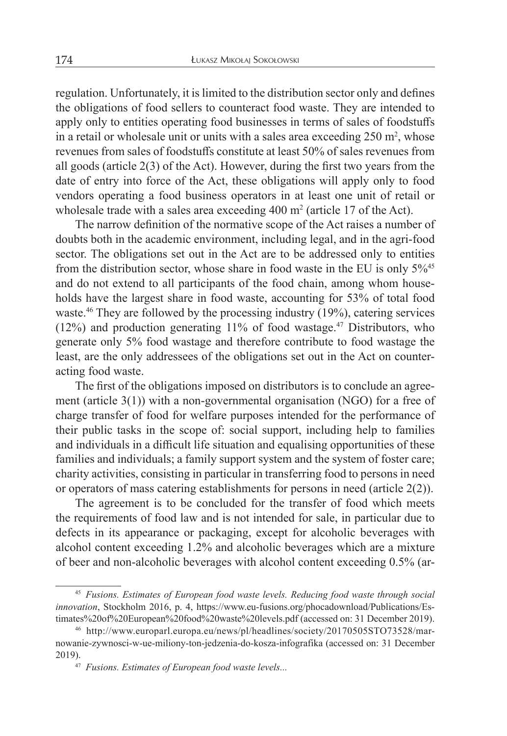regulation. Unfortunately, it is limited to the distribution sector only and defines the obligations of food sellers to counteract food waste. They are intended to apply only to entities operating food businesses in terms of sales of foodstuffs in a retail or wholesale unit or units with a sales area exceeding 250 $m^2$, whose revenues from sales of foodstuffs constitute at least 50% of sales revenues from all goods (article 2(3) of the Act). However, during the first two years from the date of entry into force of the Act, these obligations will apply only to food vendors operating a food business operators in at least one unit of retail or wholesale trade with a sales area exceeding 400 $m^2$ (article 17 of the Act).

The narrow definition of the normative scope of the Act raises a number of doubts both in the academic environment, including legal, and in the agri-food sector. The obligations set out in the Act are to be addressed only to entities from the distribution sector, whose share in food waste in the EU is only 5%[45] and do not extend to all participants of the food chain, among whom households have the largest share in food waste, accounting for 53% of total food waste.[46] They are followed by the processing industry (19%), catering services (12%) and production generating 11% of food wastage.[47] Distributors, who generate only 5% food wastage and therefore contribute to food wastage the least, are the only addressees of the obligations set out in the Act on counteracting food waste.

The first of the obligations imposed on distributors is to conclude an agreement (article 3(1)) with a non-governmental organisation (NGO) for a free of charge transfer of food for welfare purposes intended for the performance of their public tasks in the scope of: social support, including help to families and individuals in a difficult life situation and equalising opportunities of these families and individuals; a family support system and the system of foster care; charity activities, consisting in particular in transferring food to persons in need or operators of mass catering establishments for persons in need (article 2(2)).

The agreement is to be concluded for the transfer of food which meets the requirements of food law and is not intended for sale, in particular due to defects in its appearance or packaging, except for alcoholic beverages with alcohol content exceeding 1.2% and alcoholic beverages which are a mixture of beer and non-alcoholic beverages with alcohol content exceeding 0.5% (ar-

---

[45] *Fusions. Estimates of European food waste levels. Reducing food waste through social innovation*, Stockholm 2016, p. 4, https://www.eu-fusions.org/phocadownload/Publications/Estimates%20of%20European%20food%20waste%20levels.pdf (accessed on: 31 December 2019).

[46] http://www.europarl.europa.eu/news/pl/headlines/society/20170505STO73528/marnowanie-zywnosci-w-ue-miliony-ton-jedzenia-do-kosza-infografika (accessed on: 31 December 2019).

[47] *Fusions. Estimates of European food waste levels...*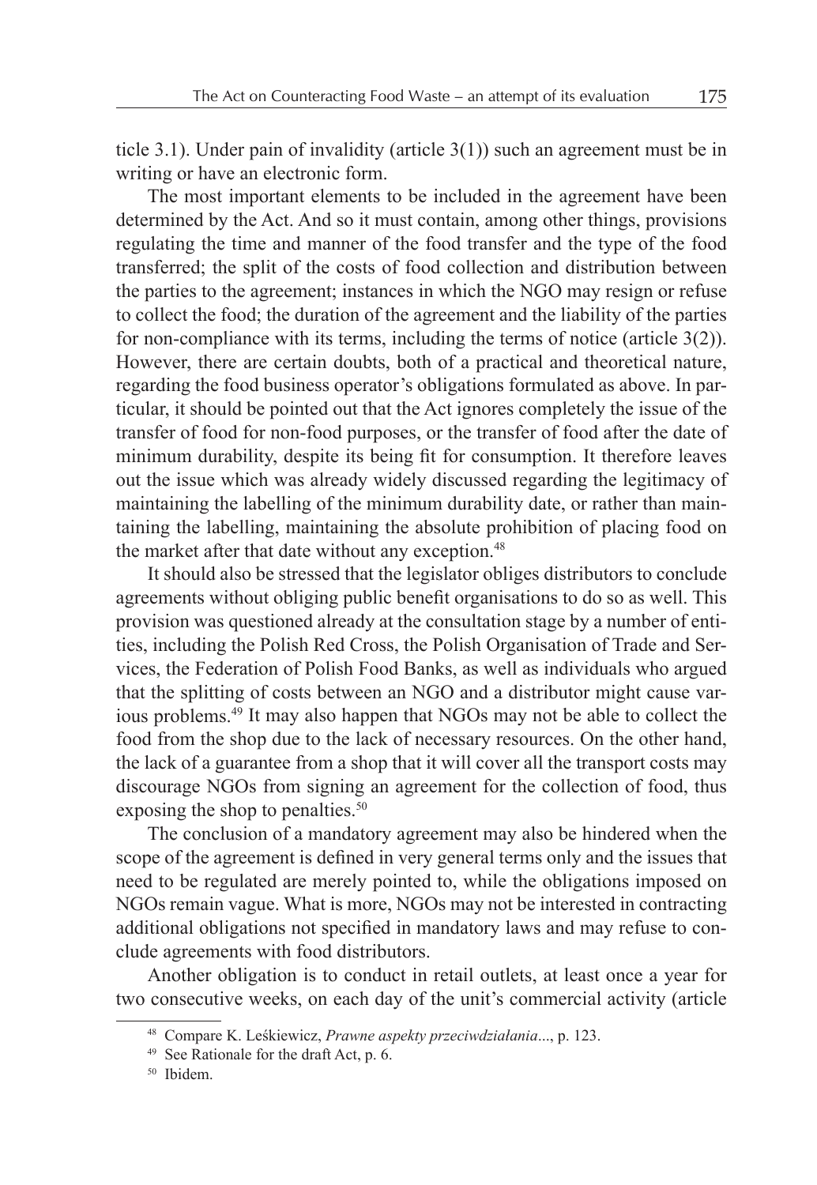ticle 3.1). Under pain of invalidity (article 3(1)) such an agreement must be in writing or have an electronic form.

The most important elements to be included in the agreement have been determined by the Act. And so it must contain, among other things, provisions regulating the time and manner of the food transfer and the type of the food transferred; the split of the costs of food collection and distribution between the parties to the agreement; instances in which the NGO may resign or refuse to collect the food; the duration of the agreement and the liability of the parties for non-compliance with its terms, including the terms of notice (article 3(2)). However, there are certain doubts, both of a practical and theoretical nature, regarding the food business operator's obligations formulated as above. In particular, it should be pointed out that the Act ignores completely the issue of the transfer of food for non-food purposes, or the transfer of food after the date of minimum durability, despite its being fit for consumption. It therefore leaves out the issue which was already widely discussed regarding the legitimacy of maintaining the labelling of the minimum durability date, or rather than maintaining the labelling, maintaining the absolute prohibition of placing food on the market after that date without any exception.[48]

It should also be stressed that the legislator obliges distributors to conclude agreements without obliging public benefit organisations to do so as well. This provision was questioned already at the consultation stage by a number of entities, including the Polish Red Cross, the Polish Organisation of Trade and Services, the Federation of Polish Food Banks, as well as individuals who argued that the splitting of costs between an NGO and a distributor might cause various problems.[49] It may also happen that NGOs may not be able to collect the food from the shop due to the lack of necessary resources. On the other hand, the lack of a guarantee from a shop that it will cover all the transport costs may discourage NGOs from signing an agreement for the collection of food, thus exposing the shop to penalties.[50]

The conclusion of a mandatory agreement may also be hindered when the scope of the agreement is defined in very general terms only and the issues that need to be regulated are merely pointed to, while the obligations imposed on NGOs remain vague. What is more, NGOs may not be interested in contracting additional obligations not specified in mandatory laws and may refuse to conclude agreements with food distributors.

Another obligation is to conduct in retail outlets, at least once a year for two consecutive weeks, on each day of the unit's commercial activity (article

---

[48] Compare K. Leśkiewicz, *Prawne aspekty przeciwdziałania*..., p. 123.

[49] See Rationale for the draft Act, p. 6.

[50] Ibidem.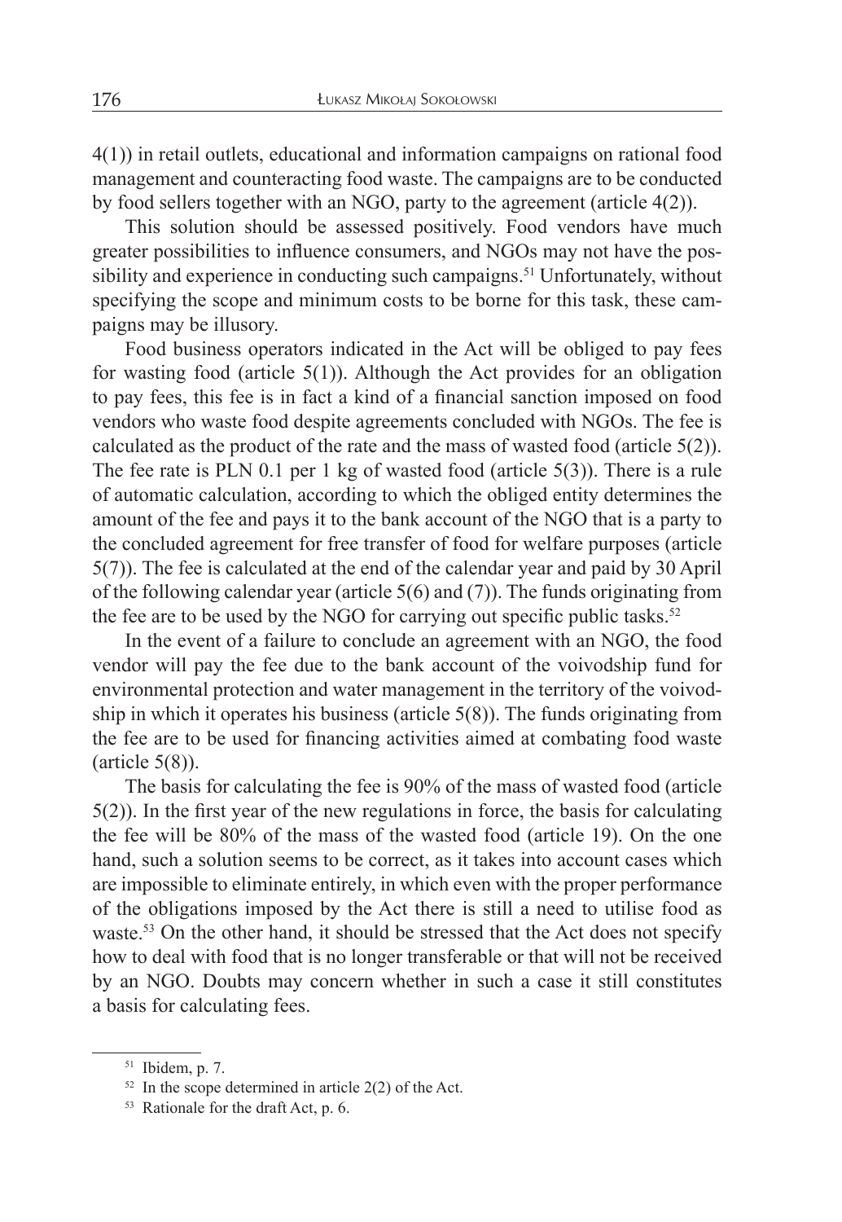4(1)) in retail outlets, educational and information campaigns on rational food management and counteracting food waste. The campaigns are to be conducted by food sellers together with an NGO, party to the agreement (article 4(2)).

This solution should be assessed positively. Food vendors have much greater possibilities to influence consumers, and NGOs may not have the possibility and experience in conducting such campaigns.[51] Unfortunately, without specifying the scope and minimum costs to be borne for this task, these campaigns may be illusory.

Food business operators indicated in the Act will be obliged to pay fees for wasting food (article 5(1)). Although the Act provides for an obligation to pay fees, this fee is in fact a kind of a financial sanction imposed on food vendors who waste food despite agreements concluded with NGOs. The fee is calculated as the product of the rate and the mass of wasted food (article 5(2)). The fee rate is PLN 0.1 per 1 kg of wasted food (article 5(3)). There is a rule of automatic calculation, according to which the obliged entity determines the amount of the fee and pays it to the bank account of the NGO that is a party to the concluded agreement for free transfer of food for welfare purposes (article 5(7)). The fee is calculated at the end of the calendar year and paid by 30 April of the following calendar year (article 5(6) and (7)). The funds originating from the fee are to be used by the NGO for carrying out specific public tasks.[52]

In the event of a failure to conclude an agreement with an NGO, the food vendor will pay the fee due to the bank account of the voivodship fund for environmental protection and water management in the territory of the voivodship in which it operates his business (article 5(8)). The funds originating from the fee are to be used for financing activities aimed at combating food waste (article 5(8)).

The basis for calculating the fee is 90% of the mass of wasted food (article 5(2)). In the first year of the new regulations in force, the basis for calculating the fee will be 80% of the mass of the wasted food (article 19). On the one hand, such a solution seems to be correct, as it takes into account cases which are impossible to eliminate entirely, in which even with the proper performance of the obligations imposed by the Act there is still a need to utilise food as waste.[53] On the other hand, it should be stressed that the Act does not specify how to deal with food that is no longer transferable or that will not be received by an NGO. Doubts may concern whether in such a case it still constitutes a basis for calculating fees.

---

[51] Ibidem, p. 7.

[52] In the scope determined in article 2(2) of the Act.

[53] Rationale for the draft Act, p. 6.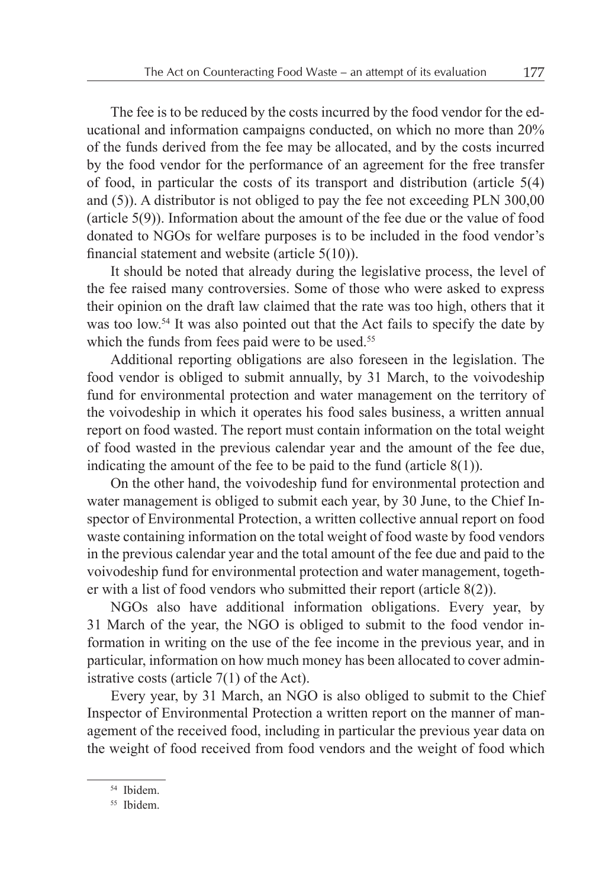The fee is to be reduced by the costs incurred by the food vendor for the educational and information campaigns conducted, on which no more than 20% of the funds derived from the fee may be allocated, and by the costs incurred by the food vendor for the performance of an agreement for the free transfer of food, in particular the costs of its transport and distribution (article 5(4) and (5)). A distributor is not obliged to pay the fee not exceeding PLN 300,00 (article 5(9)). Information about the amount of the fee due or the value of food donated to NGOs for welfare purposes is to be included in the food vendor's financial statement and website (article 5(10)).

It should be noted that already during the legislative process, the level of the fee raised many controversies. Some of those who were asked to express their opinion on the draft law claimed that the rate was too high, others that it was too low.[54] It was also pointed out that the Act fails to specify the date by which the funds from fees paid were to be used.[55]

Additional reporting obligations are also foreseen in the legislation. The food vendor is obliged to submit annually, by 31 March, to the voivodeship fund for environmental protection and water management on the territory of the voivodeship in which it operates his food sales business, a written annual report on food wasted. The report must contain information on the total weight of food wasted in the previous calendar year and the amount of the fee due, indicating the amount of the fee to be paid to the fund (article 8(1)).

On the other hand, the voivodeship fund for environmental protection and water management is obliged to submit each year, by 30 June, to the Chief Inspector of Environmental Protection, a written collective annual report on food waste containing information on the total weight of food waste by food vendors in the previous calendar year and the total amount of the fee due and paid to the voivodeship fund for environmental protection and water management, together with a list of food vendors who submitted their report (article 8(2)).

NGOs also have additional information obligations. Every year, by 31 March of the year, the NGO is obliged to submit to the food vendor information in writing on the use of the fee income in the previous year, and in particular, information on how much money has been allocated to cover administrative costs (article 7(1) of the Act).

Every year, by 31 March, an NGO is also obliged to submit to the Chief Inspector of Environmental Protection a written report on the manner of management of the received food, including in particular the previous year data on the weight of food received from food vendors and the weight of food which

[54] Ibidem.

[55] Ibidem.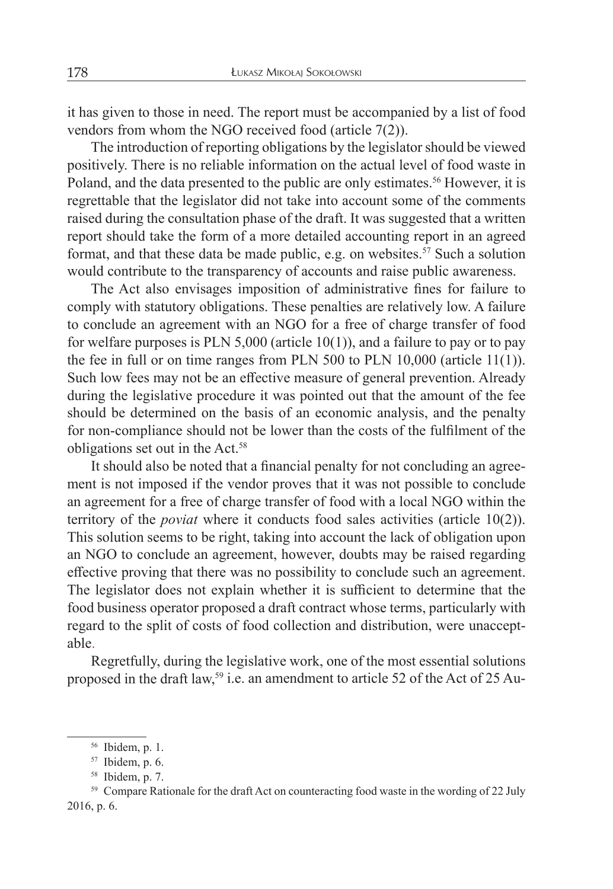it has given to those in need. The report must be accompanied by a list of food vendors from whom the NGO received food (article 7(2)).

The introduction of reporting obligations by the legislator should be viewed positively. There is no reliable information on the actual level of food waste in Poland, and the data presented to the public are only estimates.[56] However, it is regrettable that the legislator did not take into account some of the comments raised during the consultation phase of the draft. It was suggested that a written report should take the form of a more detailed accounting report in an agreed format, and that these data be made public, e.g. on websites.[57] Such a solution would contribute to the transparency of accounts and raise public awareness.

The Act also envisages imposition of administrative fines for failure to comply with statutory obligations. These penalties are relatively low. A failure to conclude an agreement with an NGO for a free of charge transfer of food for welfare purposes is PLN 5,000 (article 10(1)), and a failure to pay or to pay the fee in full or on time ranges from PLN 500 to PLN 10,000 (article 11(1)). Such low fees may not be an effective measure of general prevention. Already during the legislative procedure it was pointed out that the amount of the fee should be determined on the basis of an economic analysis, and the penalty for non-compliance should not be lower than the costs of the fulfilment of the obligations set out in the Act.[58]

It should also be noted that a financial penalty for not concluding an agreement is not imposed if the vendor proves that it was not possible to conclude an agreement for a free of charge transfer of food with a local NGO within the territory of the *poviat* where it conducts food sales activities (article 10(2)). This solution seems to be right, taking into account the lack of obligation upon an NGO to conclude an agreement, however, doubts may be raised regarding effective proving that there was no possibility to conclude such an agreement. The legislator does not explain whether it is sufficient to determine that the food business operator proposed a draft contract whose terms, particularly with regard to the split of costs of food collection and distribution, were unacceptable.

Regretfully, during the legislative work, one of the most essential solutions proposed in the draft law,[59] i.e. an amendment to article 52 of the Act of 25 Au-

---

[56] Ibidem, p. 1.

[57] Ibidem, p. 6.

[58] Ibidem, p. 7.

[59] Compare Rationale for the draft Act on counteracting food waste in the wording of 22 July 2016, p. 6.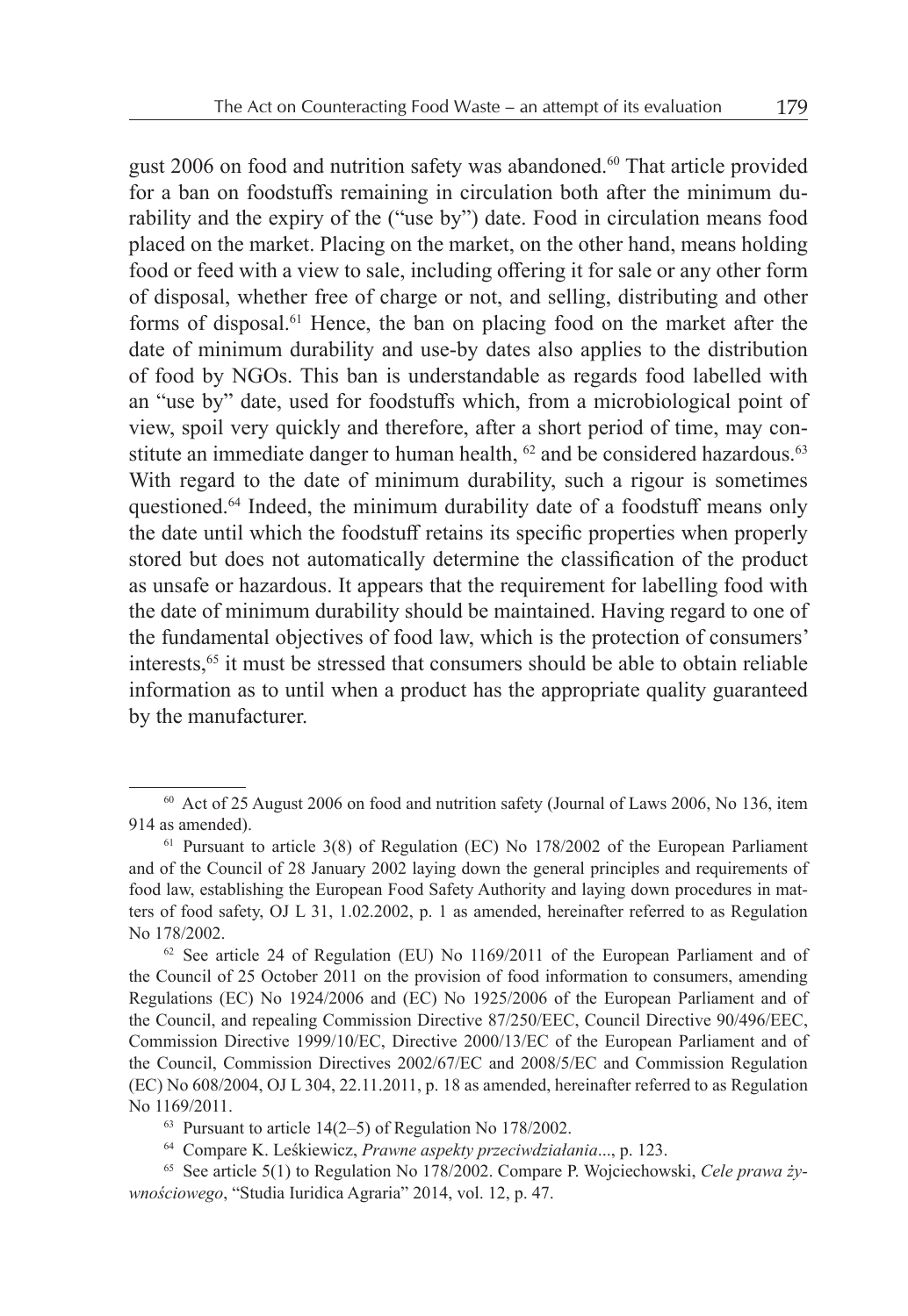gust 2006 on food and nutrition safety was abandoned.[60] That article provided for a ban on foodstuffs remaining in circulation both after the minimum durability and the expiry of the ("use by") date. Food in circulation means food placed on the market. Placing on the market, on the other hand, means holding food or feed with a view to sale, including offering it for sale or any other form of disposal, whether free of charge or not, and selling, distributing and other forms of disposal.[61] Hence, the ban on placing food on the market after the date of minimum durability and use-by dates also applies to the distribution of food by NGOs. This ban is understandable as regards food labelled with an "use by" date, used for foodstuffs which, from a microbiological point of view, spoil very quickly and therefore, after a short period of time, may constitute an immediate danger to human health, [62] and be considered hazardous.[63] With regard to the date of minimum durability, such a rigour is sometimes questioned.[64] Indeed, the minimum durability date of a foodstuff means only the date until which the foodstuff retains its specific properties when properly stored but does not automatically determine the classification of the product as unsafe or hazardous. It appears that the requirement for labelling food with the date of minimum durability should be maintained. Having regard to one of the fundamental objectives of food law, which is the protection of consumers' interests,[65] it must be stressed that consumers should be able to obtain reliable information as to until when a product has the appropriate quality guaranteed by the manufacturer.

---

[60] Act of 25 August 2006 on food and nutrition safety (Journal of Laws 2006, No 136, item 914 as amended).

[61] Pursuant to article 3(8) of Regulation (EC) No 178/2002 of the European Parliament and of the Council of 28 January 2002 laying down the general principles and requirements of food law, establishing the European Food Safety Authority and laying down procedures in matters of food safety, OJ L 31, 1.02.2002, p. 1 as amended, hereinafter referred to as Regulation No 178/2002.

[62] See article 24 of Regulation (EU) No 1169/2011 of the European Parliament and of the Council of 25 October 2011 on the provision of food information to consumers, amending Regulations (EC) No 1924/2006 and (EC) No 1925/2006 of the European Parliament and of the Council, and repealing Commission Directive 87/250/EEC, Council Directive 90/496/EEC, Commission Directive 1999/10/EC, Directive 2000/13/EC of the European Parliament and of the Council, Commission Directives 2002/67/EC and 2008/5/EC and Commission Regulation (EC) No 608/2004, OJ L 304, 22.11.2011, p. 18 as amended, hereinafter referred to as Regulation No 1169/2011.

[63] Pursuant to article 14(2–5) of Regulation No 178/2002.

[64] Compare K. Leśkiewicz, *Prawne aspekty przeciwdziałania*..., p. 123.

[65] See article 5(1) to Regulation No 178/2002. Compare P. Wojciechowski, *Cele prawa żywnościowego*, "Studia Iuridica Agraria" 2014, vol. 12, p. 47.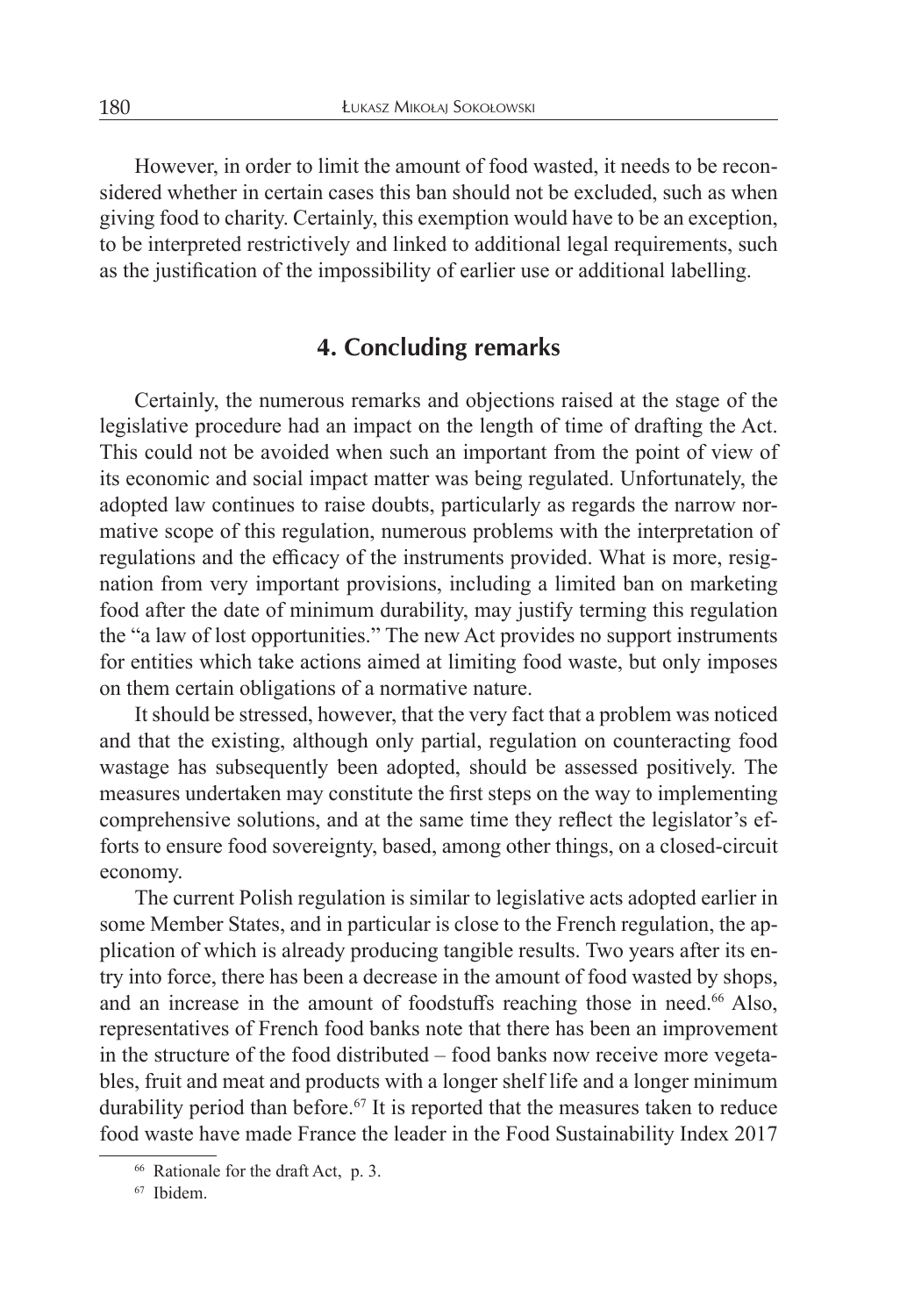However, in order to limit the amount of food wasted, it needs to be reconsidered whether in certain cases this ban should not be excluded, such as when giving food to charity. Certainly, this exemption would have to be an exception, to be interpreted restrictively and linked to additional legal requirements, such as the justification of the impossibility of earlier use or additional labelling.

## 4. Concluding remarks

Certainly, the numerous remarks and objections raised at the stage of the legislative procedure had an impact on the length of time of drafting the Act. This could not be avoided when such an important from the point of view of its economic and social impact matter was being regulated. Unfortunately, the adopted law continues to raise doubts, particularly as regards the narrow normative scope of this regulation, numerous problems with the interpretation of regulations and the efficacy of the instruments provided. What is more, resignation from very important provisions, including a limited ban on marketing food after the date of minimum durability, may justify terming this regulation the "a law of lost opportunities." The new Act provides no support instruments for entities which take actions aimed at limiting food waste, but only imposes on them certain obligations of a normative nature.

It should be stressed, however, that the very fact that a problem was noticed and that the existing, although only partial, regulation on counteracting food wastage has subsequently been adopted, should be assessed positively. The measures undertaken may constitute the first steps on the way to implementing comprehensive solutions, and at the same time they reflect the legislator's efforts to ensure food sovereignty, based, among other things, on a closed-circuit economy.

The current Polish regulation is similar to legislative acts adopted earlier in some Member States, and in particular is close to the French regulation, the application of which is already producing tangible results. Two years after its entry into force, there has been a decrease in the amount of food wasted by shops, and an increase in the amount of foodstuffs reaching those in need.[66] Also, representatives of French food banks note that there has been an improvement in the structure of the food distributed – food banks now receive more vegetables, fruit and meat and products with a longer shelf life and a longer minimum durability period than before.[67] It is reported that the measures taken to reduce food waste have made France the leader in the Food Sustainability Index 2017

[66] Rationale for the draft Act, p. 3.

[67] Ibidem.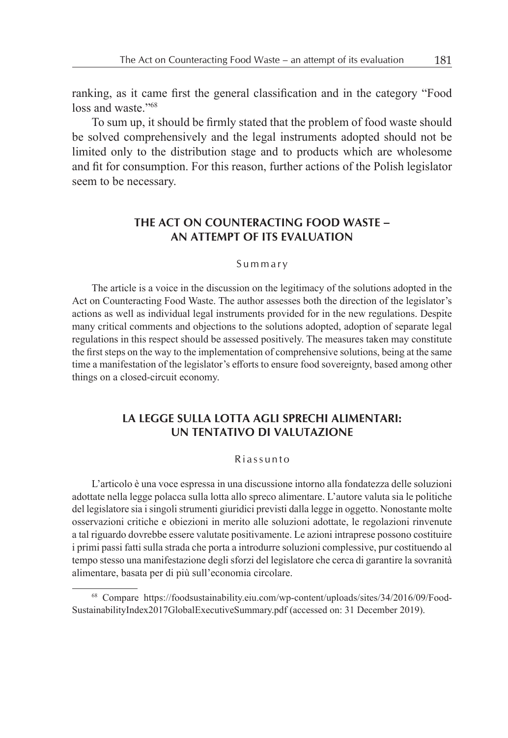ranking, as it came first the general classification and in the category "Food loss and waste."[68]

To sum up, it should be firmly stated that the problem of food waste should be solved comprehensively and the legal instruments adopted should not be limited only to the distribution stage and to products which are wholesome and fit for consumption. For this reason, further actions of the Polish legislator seem to be necessary.

## THE ACT ON COUNTERACTING FOOD WASTE – AN ATTEMPT OF ITS EVALUATION

### Summary

The article is a voice in the discussion on the legitimacy of the solutions adopted in the Act on Counteracting Food Waste. The author assesses both the direction of the legislator's actions as well as individual legal instruments provided for in the new regulations. Despite many critical comments and objections to the solutions adopted, adoption of separate legal regulations in this respect should be assessed positively. The measures taken may constitute the first steps on the way to the implementation of comprehensive solutions, being at the same time a manifestation of the legislator's efforts to ensure food sovereignty, based among other things on a closed-circuit economy.

## LA LEGGE SULLA LOTTA AGLI SPRECHI ALIMENTARI: UN TENTATIVO DI VALUTAZIONE

### Riassunto

L'articolo è una voce espressa in una discussione intorno alla fondatezza delle soluzioni adottate nella legge polacca sulla lotta allo spreco alimentare. L'autore valuta sia le politiche del legislatore sia i singoli strumenti giuridici previsti dalla legge in oggetto. Nonostante molte osservazioni critiche e obiezioni in merito alle soluzioni adottate, le regolazioni rinvenute a tal riguardo dovrebbe essere valutate positivamente. Le azioni intraprese possono costituire i primi passi fatti sulla strada che porta a introdurre soluzioni complessive, pur costituendo al tempo stesso una manifestazione degli sforzi del legislatore che cerca di garantire la sovranità alimentare, basata per di più sull'economia circolare.

---

[68] Compare https://foodsustainability.eiu.com/wp-content/uploads/sites/34/2016/09/FoodSustainabilityIndex2017GlobalExecutiveSummary.pdf (accessed on: 31 December 2019).